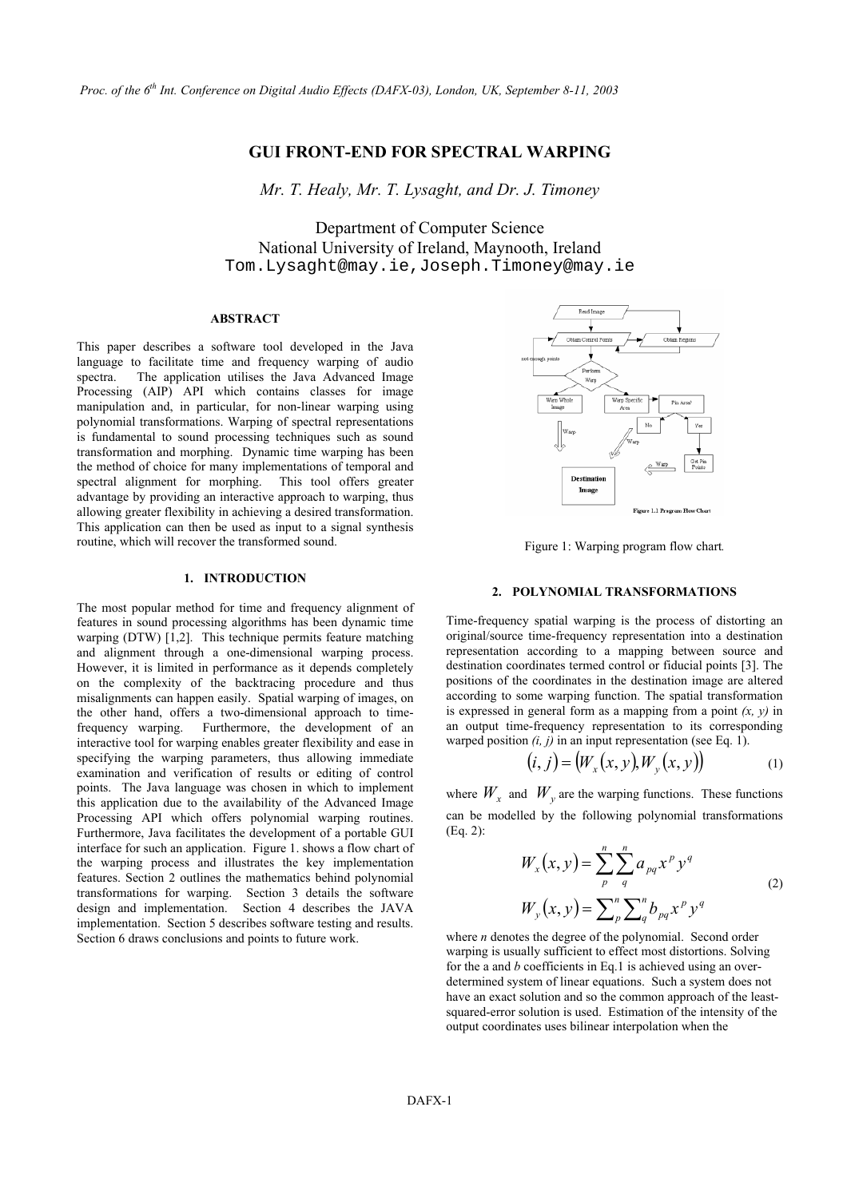# GUI FRONT-END FOR SPECTRAL WARPING

*Mr. T. Healy, Mr. T. Lysaght, and Dr. J. Timoney*

Department of Computer Science
National University of Ireland, Maynooth, Ireland
Tom.Lysaght@may.ie, Joseph.Timoney@may.ie

### ABSTRACT

This paper describes a software tool developed in the Java language to facilitate time and frequency warping of audio spectra. The application utilises the Java Advanced Image Processing (AIP) API which contains classes for image manipulation and, in particular, for non-linear warping using polynomial transformations. Warping of spectral representations is fundamental to sound processing techniques such as sound transformation and morphing. Dynamic time warping has been the method of choice for many implementations of temporal and spectral alignment for morphing. This tool offers greater advantage by providing an interactive approach to warping, thus allowing greater flexibility in achieving a desired transformation. This application can then be used as input to a signal synthesis routine, which will recover the transformed sound.

## 1. INTRODUCTION

The most popular method for time and frequency alignment of features in sound processing algorithms has been dynamic time warping (DTW) [1,2]. This technique permits feature matching and alignment through a one-dimensional warping process. However, it is limited in performance as it depends completely on the complexity of the backtracing procedure and thus misalignments can happen easily. Spatial warping of images, on the other hand, offers a two-dimensional approach to time-frequency warping. Furthermore, the development of an interactive tool for warping enables greater flexibility and ease in specifying the warping parameters, thus allowing immediate examination and verification of results or editing of control points. The Java language was chosen in which to implement this application due to the availability of the Advanced Image Processing API which offers polynomial warping routines. Furthermore, Java facilitates the development of a portable GUI interface for such an application. Figure 1. shows a flow chart of the warping process and illustrates the key implementation features. Section 2 outlines the mathematics behind polynomial transformations for warping. Section 3 details the software design and implementation. Section 4 describes the JAVA implementation. Section 5 describes software testing and results. Section 6 draws conclusions and points to future work.

Figure 1: Warping program flow chart.

## 2. POLYNOMIAL TRANSFORMATIONS

Time-frequency spatial warping is the process of distorting an original/source time-frequency representation into a destination representation according to a mapping between source and destination coordinates termed control or fiducial points [3]. The positions of the coordinates in the destination image are altered according to some warping function. The spatial transformation is expressed in general form as a mapping from a point *(x, y)* in an output time-frequency representation to its corresponding warped position *(i, j)* in an input representation (see Eq. 1).

$$(i, j) = (W_x(x, y), W_y(x, y)) \tag{1}$$

where $W_x$ and $W_y$ are the warping functions. These functions can be modelled by the following polynomial transformations (Eq. 2):

$$W_x(x, y) = \sum_{p}^{n} \sum_{q}^{n} a_{pq} x^p y^q$$
$$W_y(x, y) = \sum_{p}^{n} \sum_{q}^{n} b_{pq} x^p y^q \tag{2}$$

where *n* denotes the degree of the polynomial. Second order warping is usually sufficient to effect most distortions. Solving for the a and *b* coefficients in Eq.1 is achieved using an over-determined system of linear equations. Such a system does not have an exact solution and so the common approach of the least-squared-error solution is used. Estimation of the intensity of the output coordinates uses bilinear interpolation when the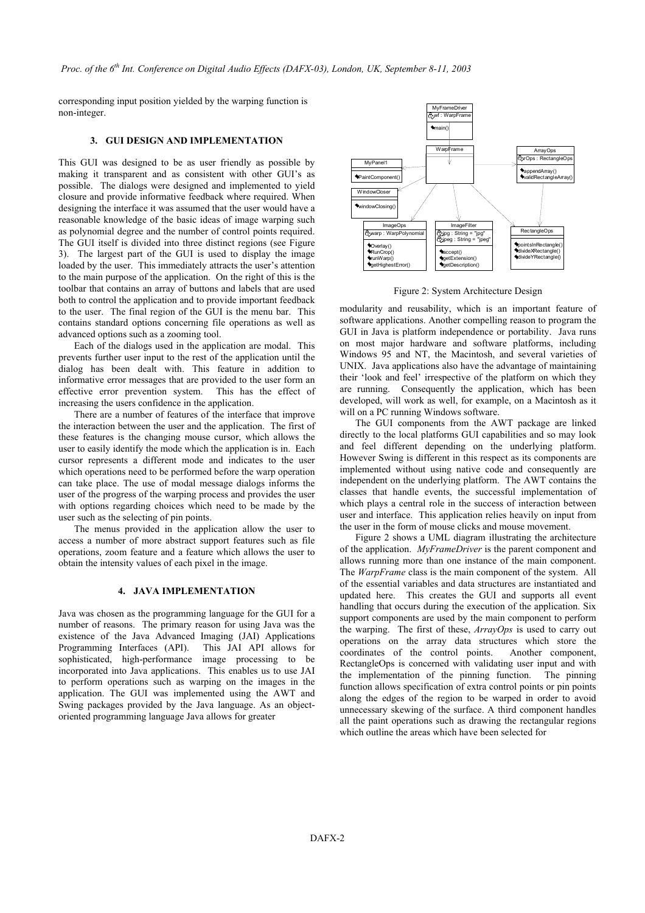corresponding input position yielded by the warping function is non-integer.

## 3. GUI DESIGN AND IMPLEMENTATION

This GUI was designed to be as user friendly as possible by making it transparent and as consistent with other GUI's as possible. The dialogs were designed and implemented to yield closure and provide informative feedback where required. When designing the interface it was assumed that the user would have a reasonable knowledge of the basic ideas of image warping such as polynomial degree and the number of control points required. The GUI itself is divided into three distinct regions (see Figure 3). The largest part of the GUI is used to display the image loaded by the user. This immediately attracts the user's attention to the main purpose of the application. On the right of this is the toolbar that contains an array of buttons and labels that are used both to control the application and to provide important feedback to the user. The final region of the GUI is the menu bar. This contains standard options concerning file operations as well as advanced options such as a zooming tool.

Each of the dialogs used in the application are modal. This prevents further user input to the rest of the application until the dialog has been dealt with. This feature in addition to informative error messages that are provided to the user form an effective error prevention system. This has the effect of increasing the users confidence in the application.

There are a number of features of the interface that improve the interaction between the user and the application. The first of these features is the changing mouse cursor, which allows the user to easily identify the mode which the application is in. Each cursor represents a different mode and indicates to the user which operations need to be performed before the warp operation can take place. The use of modal message dialogs informs the user of the progress of the warping process and provides the user with options regarding choices which need to be made by the user such as the selecting of pin points.

The menus provided in the application allow the user to access a number of more abstract support features such as file operations, zoom feature and a feature which allows the user to obtain the intensity values of each pixel in the image.

## 4. JAVA IMPLEMENTATION

Java was chosen as the programming language for the GUI for a number of reasons. The primary reason for using Java was the existence of the Java Advanced Imaging (JAI) Applications Programming Interfaces (API). This JAI API allows for sophisticated, high-performance image processing to be incorporated into Java applications. This enables us to use JAI to perform operations such as warping on the images in the application. The GUI was implemented using the AWT and Swing packages provided by the Java language. As an object-oriented programming language Java allows for greater modularity and reusability, which is an important feature of software applications. Another compelling reason to program the GUI in Java is platform independence or portability. Java runs on most major hardware and software platforms, including Windows 95 and NT, the Macintosh, and several varieties of UNIX. Java applications also have the advantage of maintaining their 'look and feel' irrespective of the platform on which they are running. Consequently the application, which has been developed, will work as well, for example, on a Macintosh as it will on a PC running Windows software.

The GUI components from the AWT package are linked directly to the local platforms GUI capabilities and so may look and feel different depending on the underlying platform. However Swing is different in this respect as its components are implemented without using native code and consequently are independent on the underlying platform. The AWT contains the classes that handle events, the successful implementation of which plays a central role in the success of interaction between user and interface. This application relies heavily on input from the user in the form of mouse clicks and mouse movement.

MyFrameDriver
wf : WarpFrame
main()

WarpFrame

MyPanel1
PaintComponent()

WindowCloser
windowClosing()

ArrayOps
rOps : RectangleOps
appendArray()
validRectangleArray()

ImageOps
warp : WarpPolynomial
Overlay()
RunCrop()
runWarp()
getHighestError()

ImageFilter
jpg : String = "jpg"
jpeg : String = "jpeg"
accept()
getExtension()
getDescription()

RectangleOps
pointsInRectangle()
divideXRectangle()
divideYRectangle()

Figure 2: System Architecture Design

Figure 2 shows a UML diagram illustrating the architecture of the application. *MyFrameDriver* is the parent component and allows running more than one instance of the main component. The *WarpFrame* class is the main component of the system. All of the essential variables and data structures are instantiated and updated here. This creates the GUI and supports all event handling that occurs during the execution of the application. Six support components are used by the main component to perform the warping. The first of these, *ArrayOps* is used to carry out operations on the array data structures which store the coordinates of the control points. Another component, RectangleOps is concerned with validating user input and with the implementation of the pinning function. The pinning function allows specification of extra control points or pin points along the edges of the region to be warped in order to avoid unnecessary skewing of the surface. A third component handles all the paint operations such as drawing the rectangular regions which outline the areas which have been selected for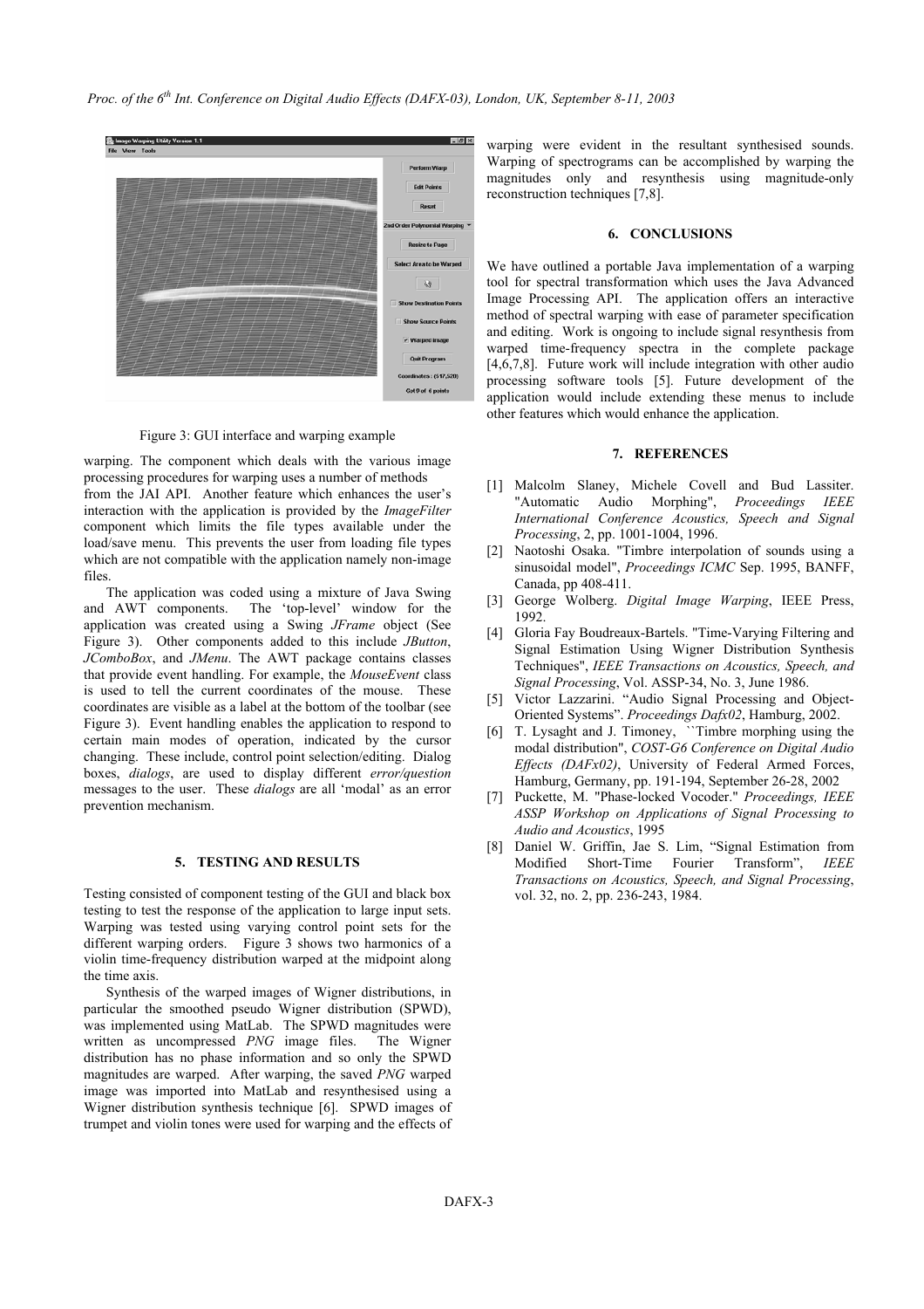Figure 3: GUI interface and warping example

warping. The component which deals with the various image processing procedures for warping uses a number of methods from the JAI API. Another feature which enhances the user's interaction with the application is provided by the *ImageFilter* component which limits the file types available under the load/save menu. This prevents the user from loading file types which are not compatible with the application namely non-image files.

The application was coded using a mixture of Java Swing and AWT components. The 'top-level' window for the application was created using a Swing *JFrame* object (See Figure 3). Other components added to this include *JButton*, *JComboBox*, and *JMenu*. The AWT package contains classes that provide event handling. For example, the *MouseEvent* class is used to tell the current coordinates of the mouse. These coordinates are visible as a label at the bottom of the toolbar (see Figure 3). Event handling enables the application to respond to certain main modes of operation, indicated by the cursor changing. These include, control point selection/editing. Dialog boxes, *dialogs*, are used to display different *error/question* messages to the user. These *dialogs* are all 'modal' as an error prevention mechanism.

## 5. TESTING AND RESULTS

Testing consisted of component testing of the GUI and black box testing to test the response of the application to large input sets. Warping was tested using varying control point sets for the different warping orders. Figure 3 shows two harmonics of a violin time-frequency distribution warped at the midpoint along the time axis.

Synthesis of the warped images of Wigner distributions, in particular the smoothed pseudo Wigner distribution (SPWD), was implemented using MatLab. The SPWD magnitudes were written as uncompressed *PNG* image files. The Wigner distribution has no phase information and so only the SPWD magnitudes are warped. After warping, the saved *PNG* warped image was imported into MatLab and resynthesised using a Wigner distribution synthesis technique [6]. SPWD images of trumpet and violin tones were used for warping and the effects of warping were evident in the resultant synthesised sounds. Warping of spectrograms can be accomplished by warping the magnitudes only and resynthesis using magnitude-only reconstruction techniques [7,8].

## 6. CONCLUSIONS

We have outlined a portable Java implementation of a warping tool for spectral transformation which uses the Java Advanced Image Processing API. The application offers an interactive method of spectral warping with ease of parameter specification and editing. Work is ongoing to include signal resynthesis from warped time-frequency spectra in the complete package [4,6,7,8]. Future work will include integration with other audio processing software tools [5]. Future development of the application would include extending these menus to include other features which would enhance the application.

## 7. REFERENCES

[1] Malcolm Slaney, Michele Covell and Bud Lassiter. "Automatic Audio Morphing", *Proceedings IEEE International Conference Acoustics, Speech and Signal Processing*, 2, pp. 1001-1004, 1996.

[2] Naotoshi Osaka. "Timbre interpolation of sounds using a sinusoidal model", *Proceedings ICMC* Sep. 1995, BANFF, Canada, pp 408-411.

[3] George Wolberg. *Digital Image Warping*, IEEE Press, 1992.

[4] Gloria Fay Boudreaux-Bartels. "Time-Varying Filtering and Signal Estimation Using Wigner Distribution Synthesis Techniques", *IEEE Transactions on Acoustics, Speech, and Signal Processing*, Vol. ASSP-34, No. 3, June 1986.

[5] Victor Lazzarini. "Audio Signal Processing and Object-Oriented Systems". *Proceedings Dafx02*, Hamburg, 2002.

[6] T. Lysaght and J. Timoney, ``Timbre morphing using the modal distribution", *COST-G6 Conference on Digital Audio Effects (DAFx02)*, University of Federal Armed Forces, Hamburg, Germany, pp. 191-194, September 26-28, 2002

[7] Puckette, M. "Phase-locked Vocoder." *Proceedings, IEEE ASSP Workshop on Applications of Signal Processing to Audio and Acoustics*, 1995

[8] Daniel W. Griffin, Jae S. Lim, "Signal Estimation from Modified Short-Time Fourier Transform", *IEEE Transactions on Acoustics, Speech, and Signal Processing*, vol. 32, no. 2, pp. 236-243, 1984.